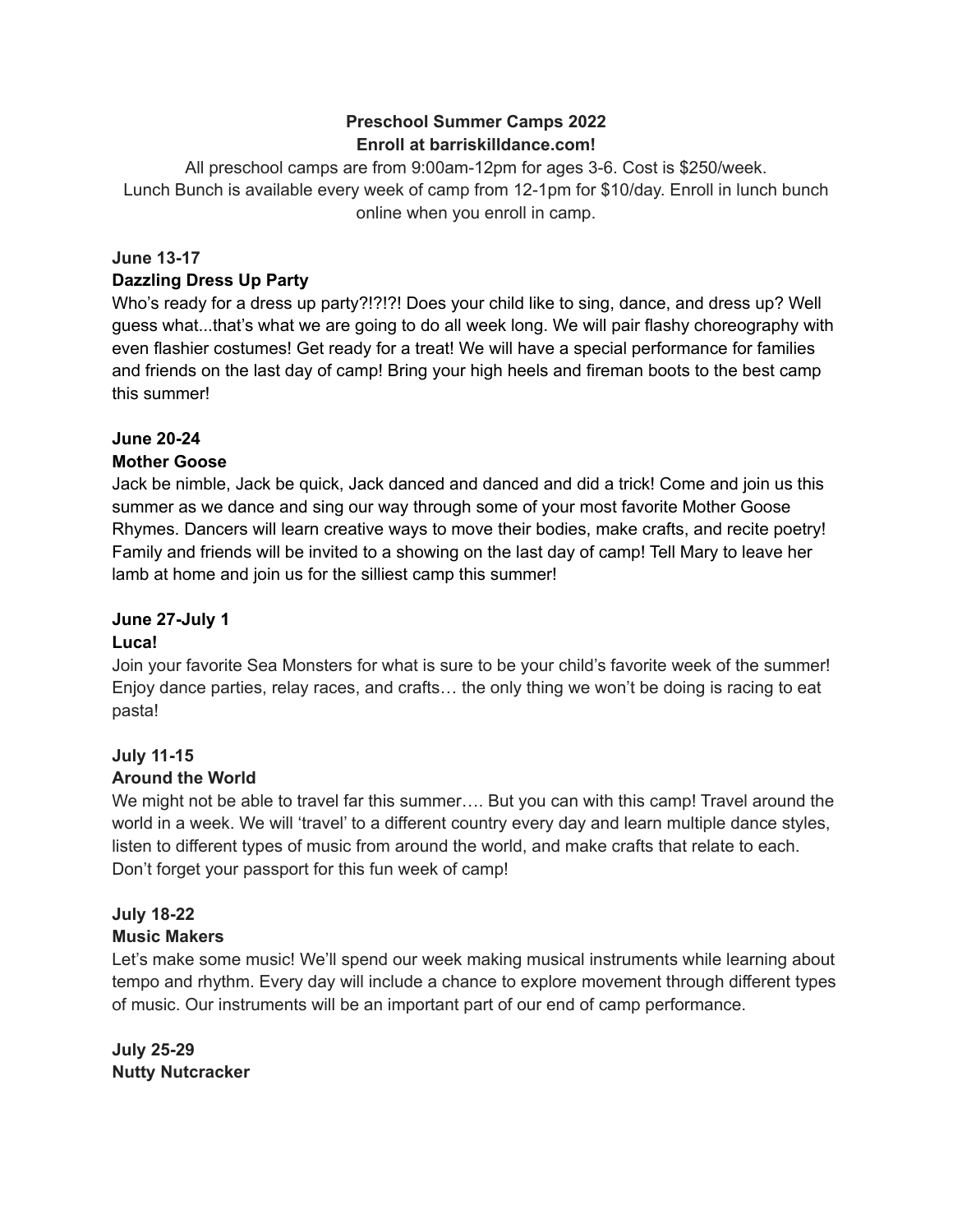**Preschool Summer Camps 2022**
**Enroll at barriskilldance.com!**

All preschool camps are from 9:00am-12pm for ages 3-6. Cost is $250/week.
Lunch Bunch is available every week of camp from 12-1pm for $10/day. Enroll in lunch bunch online when you enroll in camp.

**June 13-17**
**Dazzling Dress Up Party**

Who's ready for a dress up party?!?!?! Does your child like to sing, dance, and dress up? Well guess what...that's what we are going to do all week long. We will pair flashy choreography with even flashier costumes! Get ready for a treat! We will have a special performance for families and friends on the last day of camp! Bring your high heels and fireman boots to the best camp this summer!

**June 20-24**
**Mother Goose**

Jack be nimble, Jack be quick, Jack danced and danced and did a trick! Come and join us this summer as we dance and sing our way through some of your most favorite Mother Goose Rhymes. Dancers will learn creative ways to move their bodies, make crafts, and recite poetry! Family and friends will be invited to a showing on the last day of camp! Tell Mary to leave her lamb at home and join us for the silliest camp this summer!

**June 27-July 1**
**Luca!**

Join your favorite Sea Monsters for what is sure to be your child's favorite week of the summer! Enjoy dance parties, relay races, and crafts… the only thing we won't be doing is racing to eat pasta!

**July 11-15**
**Around the World**

We might not be able to travel far this summer…. But you can with this camp! Travel around the world in a week. We will 'travel' to a different country every day and learn multiple dance styles, listen to different types of music from around the world, and make crafts that relate to each. Don't forget your passport for this fun week of camp!

**July 18-22**
**Music Makers**

Let's make some music! We'll spend our week making musical instruments while learning about tempo and rhythm. Every day will include a chance to explore movement through different types of music. Our instruments will be an important part of our end of camp performance.

**July 25-29**
**Nutty Nutcracker**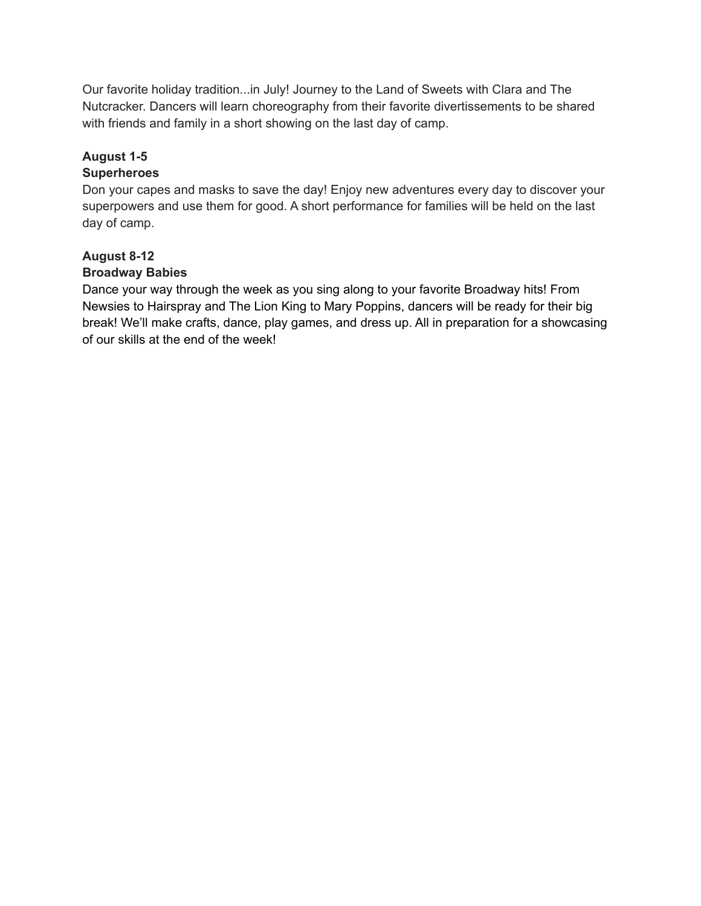Our favorite holiday tradition...in July! Journey to the Land of Sweets with Clara and The Nutcracker. Dancers will learn choreography from their favorite divertissements to be shared with friends and family in a short showing on the last day of camp.

**August 1-5**
**Superheroes**
Don your capes and masks to save the day! Enjoy new adventures every day to discover your superpowers and use them for good. A short performance for families will be held on the last day of camp.

**August 8-12**
**Broadway Babies**
Dance your way through the week as you sing along to your favorite Broadway hits! From Newsies to Hairspray and The Lion King to Mary Poppins, dancers will be ready for their big break! We'll make crafts, dance, play games, and dress up. All in preparation for a showcasing of our skills at the end of the week!